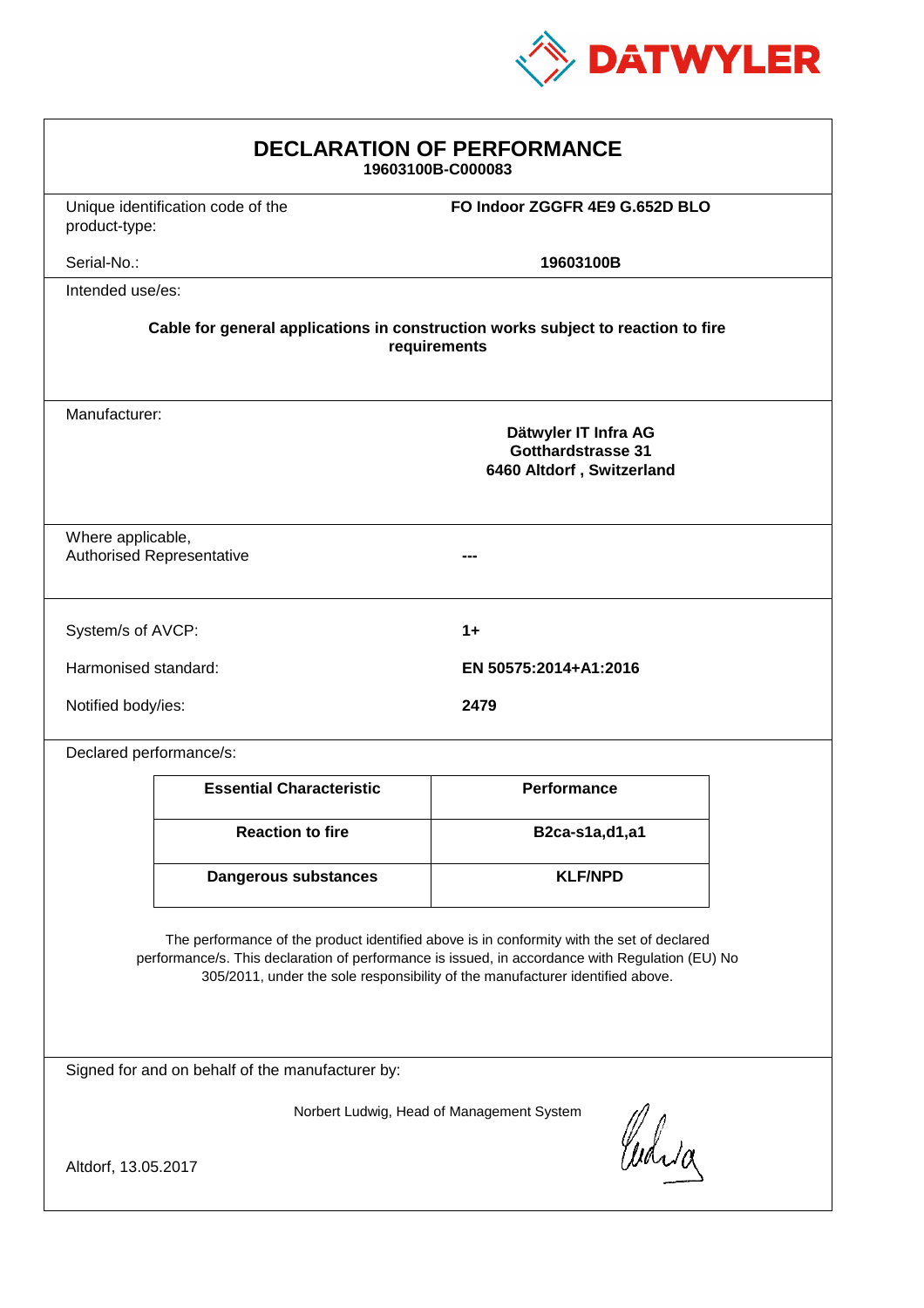DATWYLER

# DECLARATION OF PERFORMANCE

**19603100B-C000083**

| | |
|---|---|
| Unique identification code of the product-type: | **FO Indoor ZGGFR 4E9 G.652D BLO** |
| Serial-No.: | **19603100B** |

Intended use/es:

**Cable for general applications in construction works subject to reaction to fire requirements**

Manufacturer:

**Dätwyler IT Infra AG**
**Gotthardstrasse 31**
**6460 Altdorf , Switzerland**

| | |
|---|---|
| Where applicable, Authorised Representative | --- |

| | |
|---|---|
| System/s of AVCP: | **1+** |
| Harmonised standard: | **EN 50575:2014+A1:2016** |
| Notified body/ies: | **2479** |

Declared performance/s:

| Essential Characteristic | Performance |
|---|---|
| **Reaction to fire** | **B2ca-s1a,d1,a1** |
| **Dangerous substances** | **KLF/NPD** |

The performance of the product identified above is in conformity with the set of declared performance/s. This declaration of performance is issued, in accordance with Regulation (EU) No 305/2011, under the sole responsibility of the manufacturer identified above.

Signed for and on behalf of the manufacturer by:

Norbert Ludwig, Head of Management System

Altdorf, 13.05.2017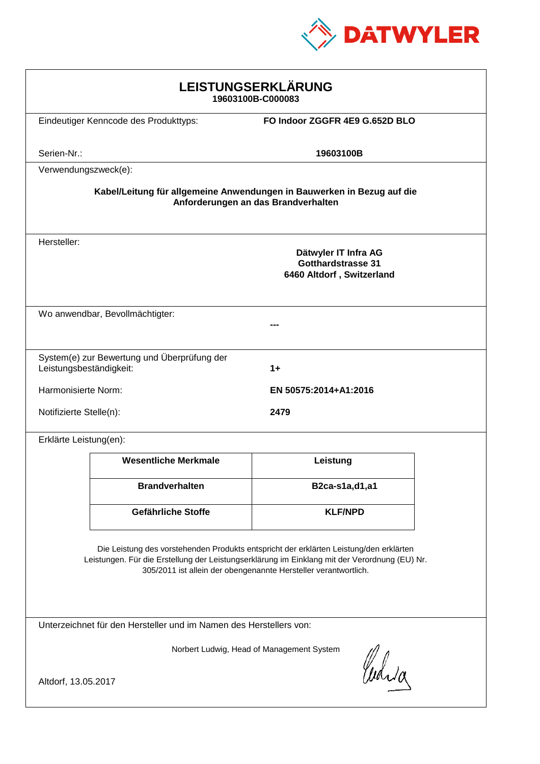DATWYLER

# LEISTUNGSERKLÄRUNG

**19603100B-C000083**

Eindeutiger Kenncode des Produkttyps: **FO Indoor ZGGFR 4E9 G.652D BLO**

Serien-Nr.: **19603100B**

Verwendungszweck(e):

**Kabel/Leitung für allgemeine Anwendungen in Bauwerken in Bezug auf die Anforderungen an das Brandverhalten**

Hersteller:

**Dätwyler IT Infra AG**
**Gotthardstrasse 31**
**6460 Altdorf , Switzerland**

Wo anwendbar, Bevollmächtigter: **---**

System(e) zur Bewertung und Überprüfung der Leistungsbeständigkeit: **1+**

Harmonisierte Norm: **EN 50575:2014+A1:2016**

Notifizierte Stelle(n): **2479**

Erklärte Leistung(en):

| Wesentliche Merkmale | Leistung |
|---|---|
| **Brandverhalten** | **B2ca-s1a,d1,a1** |
| **Gefährliche Stoffe** | **KLF/NPD** |

Die Leistung des vorstehenden Produkts entspricht der erklärten Leistung/den erklärten Leistungen. Für die Erstellung der Leistungserklärung im Einklang mit der Verordnung (EU) Nr. 305/2011 ist allein der obengenannte Hersteller verantwortlich.

Unterzeichnet für den Hersteller und im Namen des Herstellers von:

Norbert Ludwig, Head of Management System

Altdorf, 13.05.2017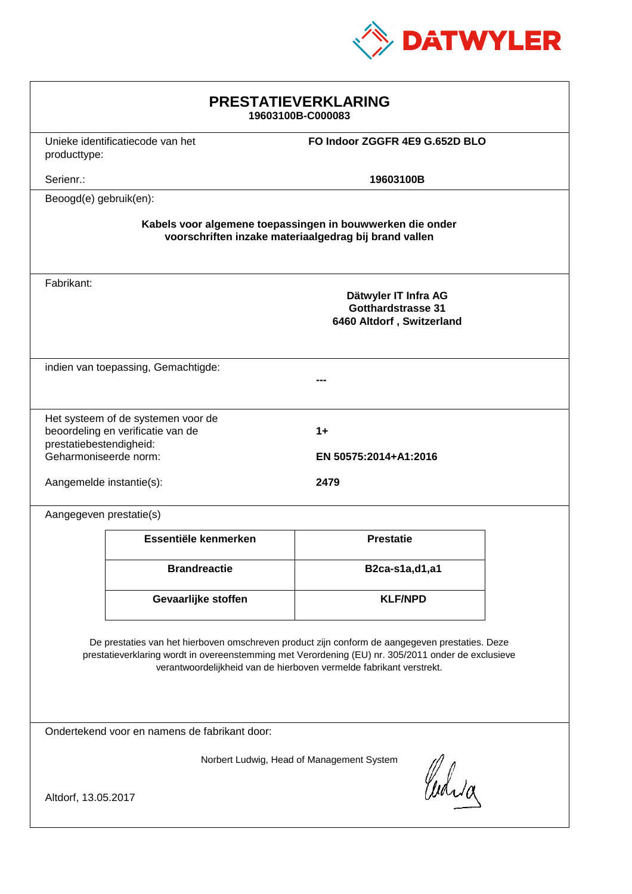DATWYLER

# PRESTATIEVERKLARING

**19603100B-C000083**

Unieke identificatiecode van het producttype: **FO Indoor ZGGFR 4E9 G.652D BLO**

Serienr.: **19603100B**

Beoogd(e) gebruik(en):

**Kabels voor algemene toepassingen in bouwwerken die onder voorschriften inzake materiaalgedrag bij brand vallen**

Fabrikant:

**Dätwyler IT Infra AG**
**Gotthardstrasse 31**
**6460 Altdorf , Switzerland**

indien van toepassing, Gemachtigde:

**---**

Het systeem of de systemen voor de beoordeling en verificatie van de prestatiebestendigheid: **1+**

Geharmoniseerde norm: **EN 50575:2014+A1:2016**

Aangemelde instantie(s): **2479**

Aangegeven prestatie(s)

| Essentiële kenmerken | Prestatie |
|---|---|
| **Brandreactie** | **B2ca-s1a,d1,a1** |
| **Gevaarlijke stoffen** | **KLF/NPD** |

De prestaties van het hierboven omschreven product zijn conform de aangegeven prestaties. Deze prestatieverklaring wordt in overeenstemming met Verordening (EU) nr. 305/2011 onder de exclusieve verantwoordelijkheid van de hierboven vermelde fabrikant verstrekt.

Ondertekend voor en namens de fabrikant door:

Norbert Ludwig, Head of Management System

Altdorf, 13.05.2017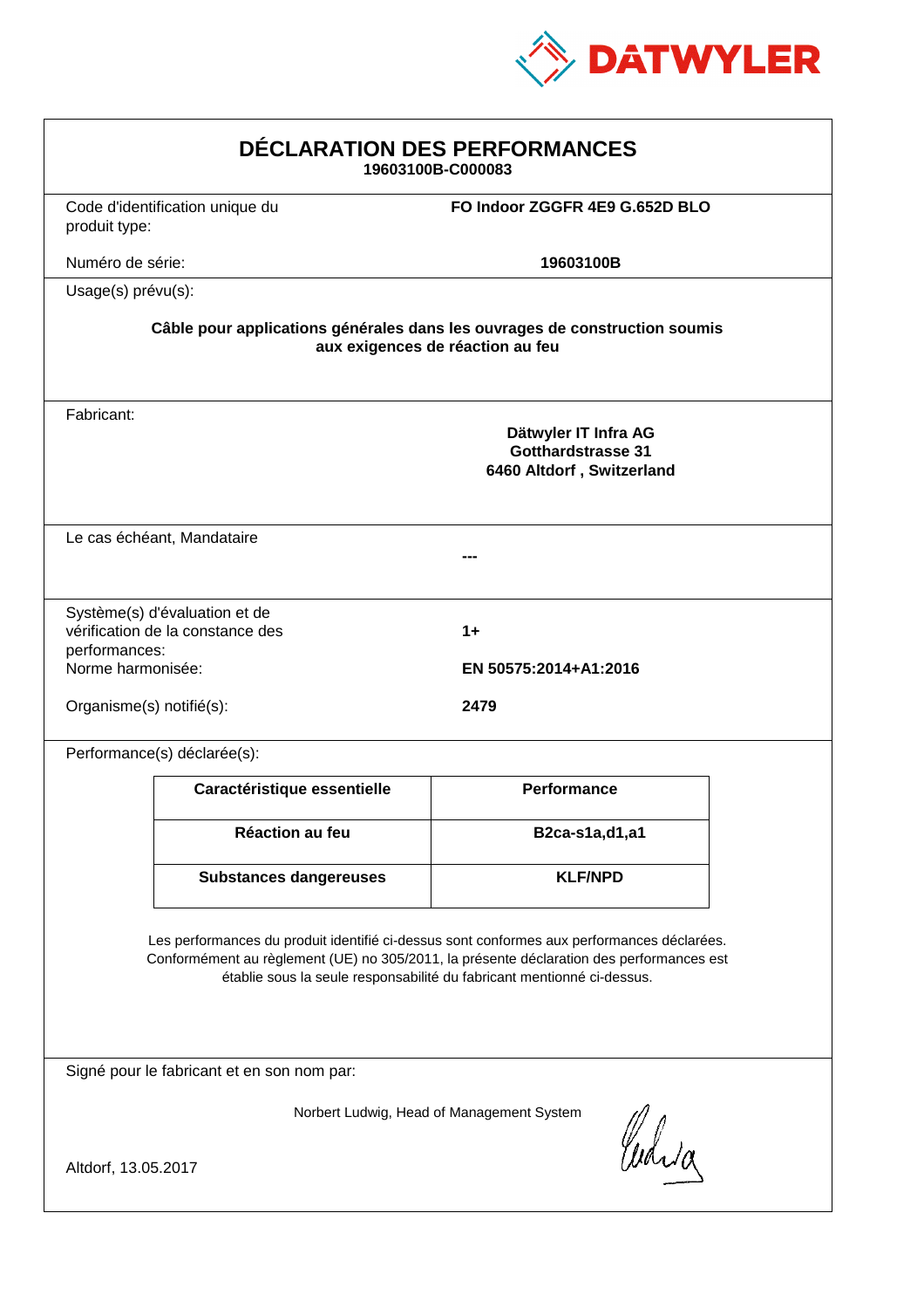DATWYLER

# DÉCLARATION DES PERFORMANCES

**19603100B-C000083**

Code d'identification unique du produit type: **FO Indoor ZGGFR 4E9 G.652D BLO**

Numéro de série: **19603100B**

Usage(s) prévu(s):

**Câble pour applications générales dans les ouvrages de construction soumis aux exigences de réaction au feu**

Fabricant:

**Dätwyler IT Infra AG**
**Gotthardstrasse 31**
**6460 Altdorf , Switzerland**

Le cas échéant, Mandataire

**---**

Système(s) d'évaluation et de vérification de la constance des performances: **1+**

Norme harmonisée: **EN 50575:2014+A1:2016**

Organisme(s) notifié(s): **2479**

Performance(s) déclarée(s):

| Caractéristique essentielle | Performance |
|---|---|
| **Réaction au feu** | **B2ca-s1a,d1,a1** |
| **Substances dangereuses** | **KLF/NPD** |

Les performances du produit identifié ci-dessus sont conformes aux performances déclarées. Conformément au règlement (UE) no 305/2011, la présente déclaration des performances est établie sous la seule responsabilité du fabricant mentionné ci-dessus.

Signé pour le fabricant et en son nom par:

Norbert Ludwig, Head of Management System

Altdorf, 13.05.2017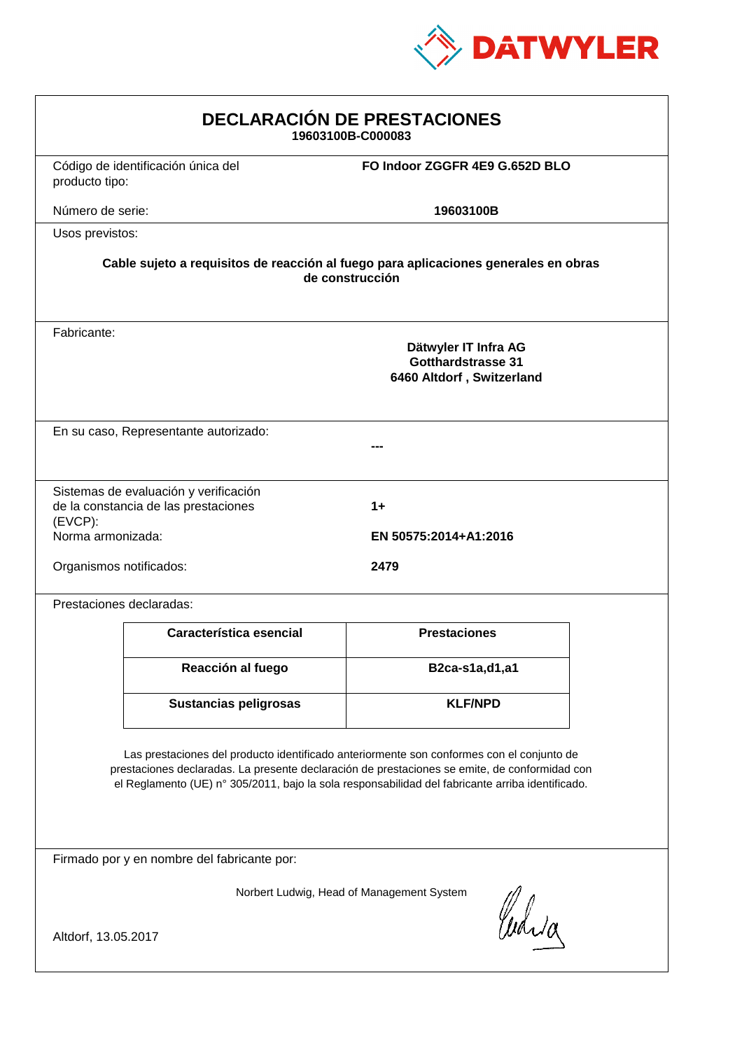DATWYLER

# DECLARACIÓN DE PRESTACIONES

**19603100B-C000083**

Código de identificación única del producto tipo: **FO Indoor ZGGFR 4E9 G.652D BLO**

Número de serie: **19603100B**

Usos previstos:

**Cable sujeto a requisitos de reacción al fuego para aplicaciones generales en obras de construcción**

Fabricante:

**Dätwyler IT Infra AG**
**Gotthardstrasse 31**
**6460 Altdorf , Switzerland**

En su caso, Representante autorizado: **---**

Sistemas de evaluación y verificación de la constancia de las prestaciones (EVCP): **1+**

Norma armonizada: **EN 50575:2014+A1:2016**

Organismos notificados: **2479**

Prestaciones declaradas:

| Característica esencial | Prestaciones |
|---|---|
| Reacción al fuego | B2ca-s1a,d1,a1 |
| Sustancias peligrosas | KLF/NPD |

Las prestaciones del producto identificado anteriormente son conformes con el conjunto de prestaciones declaradas. La presente declaración de prestaciones se emite, de conformidad con el Reglamento (UE) n° 305/2011, bajo la sola responsabilidad del fabricante arriba identificado.

Firmado por y en nombre del fabricante por:

Norbert Ludwig, Head of Management System

Altdorf, 13.05.2017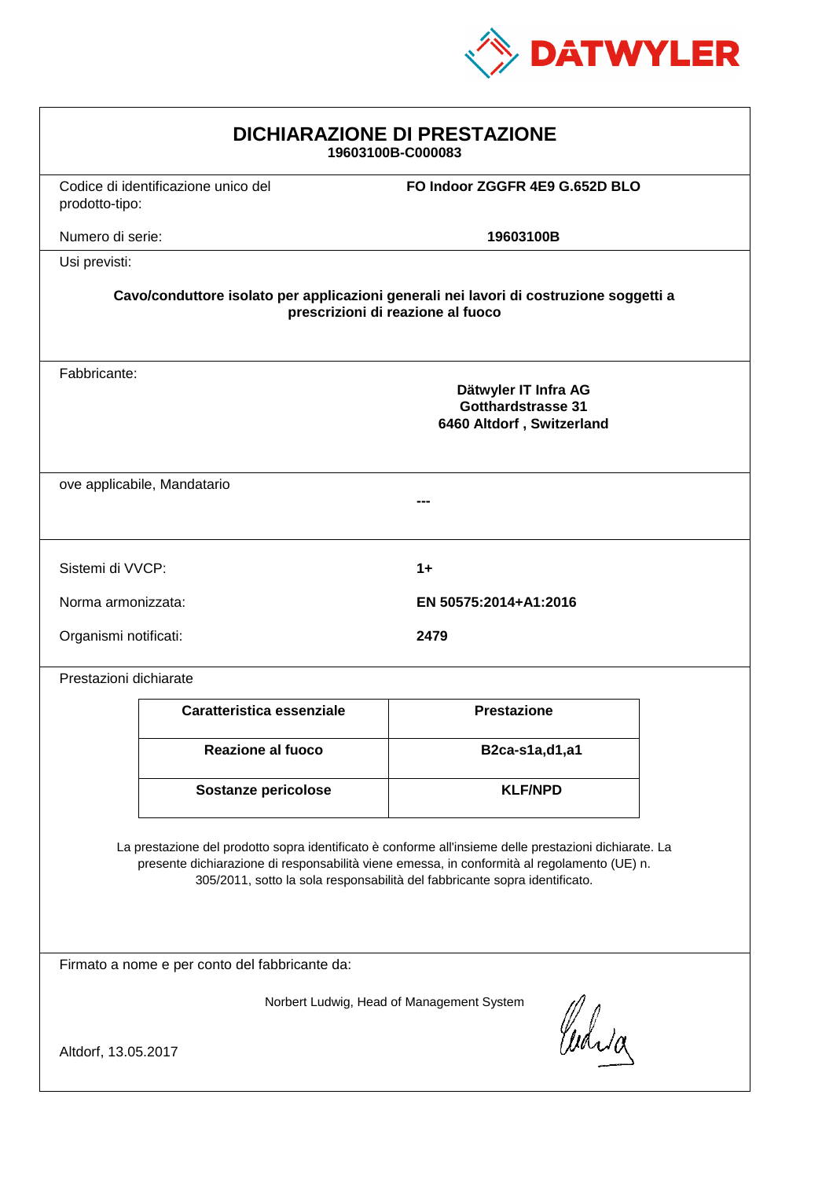DATWYLER

# DICHIARAZIONE DI PRESTAZIONE

**19603100B-C000083**

| | |
|---|---|
| Codice di identificazione unico del prodotto-tipo: | **FO Indoor ZGGFR 4E9 G.652D BLO** |
| Numero di serie: | **19603100B** |

Usi previsti:

**Cavo/conduttore isolato per applicazioni generali nei lavori di costruzione soggetti a prescrizioni di reazione al fuoco**

Fabbricante:

**Dätwyler IT Infra AG**
**Gotthardstrasse 31**
**6460 Altdorf , Switzerland**

ove applicabile, Mandatario

**---**

| | |
|---|---|
| Sistemi di VVCP: | **1+** |
| Norma armonizzata: | **EN 50575:2014+A1:2016** |
| Organismi notificati: | **2479** |

Prestazioni dichiarate

| Caratteristica essenziale | Prestazione |
|---|---|
| **Reazione al fuoco** | **B2ca-s1a,d1,a1** |
| **Sostanze pericolose** | **KLF/NPD** |

La prestazione del prodotto sopra identificato è conforme all'insieme delle prestazioni dichiarate. La presente dichiarazione di responsabilità viene emessa, in conformità al regolamento (UE) n. 305/2011, sotto la sola responsabilità del fabbricante sopra identificato.

Firmato a nome e per conto del fabbricante da:

Norbert Ludwig, Head of Management System

Altdorf, 13.05.2017